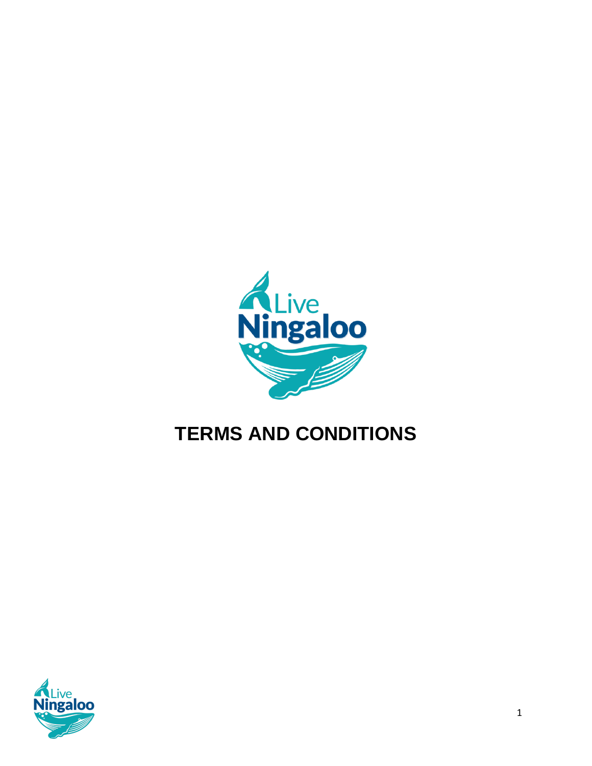# TERMS AND CONDITIONS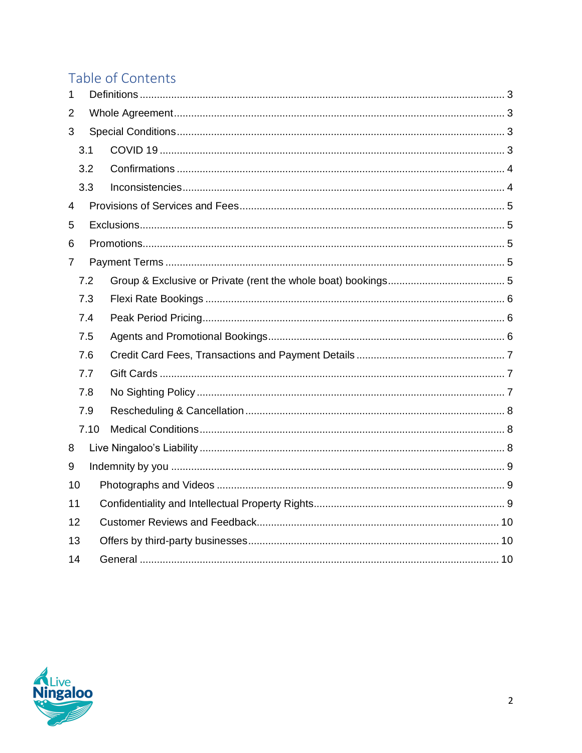# Table of Contents

- 1 Definitions ... 3
- 2 Whole Agreement ... 3
- 3 Special Conditions ... 3
  - 3.1 COVID 19 ... 3
  - 3.2 Confirmations ... 4
  - 3.3 Inconsistencies ... 4
- 4 Provisions of Services and Fees ... 5
- 5 Exclusions ... 5
- 6 Promotions ... 5
- 7 Payment Terms ... 5
  - 7.2 Group & Exclusive or Private (rent the whole boat) bookings ... 5
  - 7.3 Flexi Rate Bookings ... 6
  - 7.4 Peak Period Pricing ... 6
  - 7.5 Agents and Promotional Bookings ... 6
  - 7.6 Credit Card Fees, Transactions and Payment Details ... 7
  - 7.7 Gift Cards ... 7
  - 7.8 No Sighting Policy ... 7
  - 7.9 Rescheduling & Cancellation ... 8
  - 7.10 Medical Conditions ... 8
- 8 Live Ningaloo's Liability ... 8
- 9 Indemnity by you ... 9
- 10 Photographs and Videos ... 9
- 11 Confidentiality and Intellectual Property Rights ... 9
- 12 Customer Reviews and Feedback ... 10
- 13 Offers by third-party businesses ... 10
- 14 General ... 10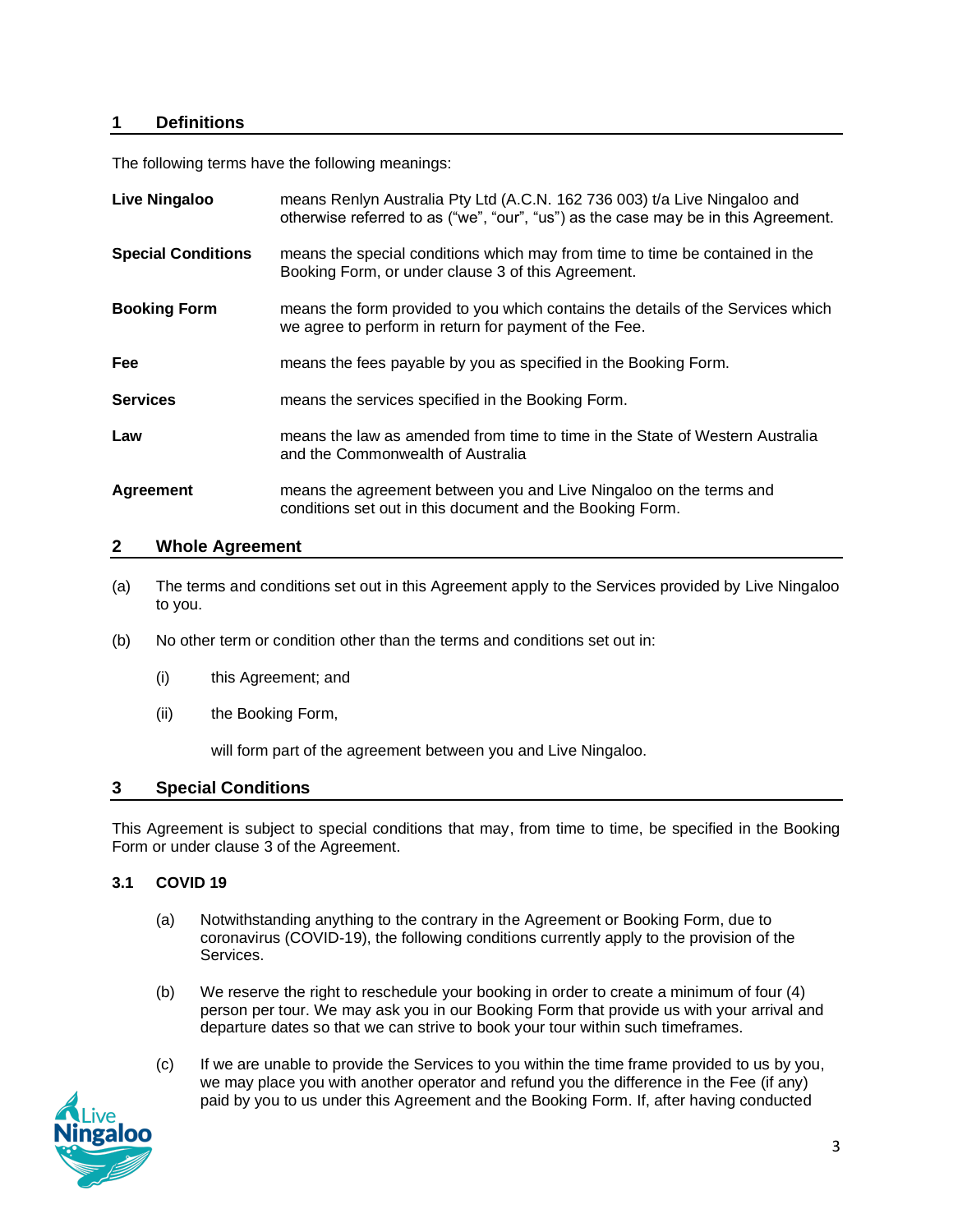## 1 Definitions

The following terms have the following meanings:

| | |
|---|---|
| **Live Ningaloo** | means Renlyn Australia Pty Ltd (A.C.N. 162 736 003) t/a Live Ningaloo and otherwise referred to as ("we", "our", "us") as the case may be in this Agreement. |
| **Special Conditions** | means the special conditions which may from time to time be contained in the Booking Form, or under clause 3 of this Agreement. |
| **Booking Form** | means the form provided to you which contains the details of the Services which we agree to perform in return for payment of the Fee. |
| **Fee** | means the fees payable by you as specified in the Booking Form. |
| **Services** | means the services specified in the Booking Form. |
| **Law** | means the law as amended from time to time in the State of Western Australia and the Commonwealth of Australia |
| **Agreement** | means the agreement between you and Live Ningaloo on the terms and conditions set out in this document and the Booking Form. |

## 2 Whole Agreement

(a) The terms and conditions set out in this Agreement apply to the Services provided by Live Ningaloo to you.

(b) No other term or condition other than the terms and conditions set out in:

  (i) this Agreement; and

  (ii) the Booking Form,

  will form part of the agreement between you and Live Ningaloo.

## 3 Special Conditions

This Agreement is subject to special conditions that may, from time to time, be specified in the Booking Form or under clause 3 of the Agreement.

### 3.1 COVID 19

(a) Notwithstanding anything to the contrary in the Agreement or Booking Form, due to coronavirus (COVID-19), the following conditions currently apply to the provision of the Services.

(b) We reserve the right to reschedule your booking in order to create a minimum of four (4) person per tour. We may ask you in our Booking Form that provide us with your arrival and departure dates so that we can strive to book your tour within such timeframes.

(c) If we are unable to provide the Services to you within the time frame provided to us by you, we may place you with another operator and refund you the difference in the Fee (if any) paid by you to us under this Agreement and the Booking Form. If, after having conducted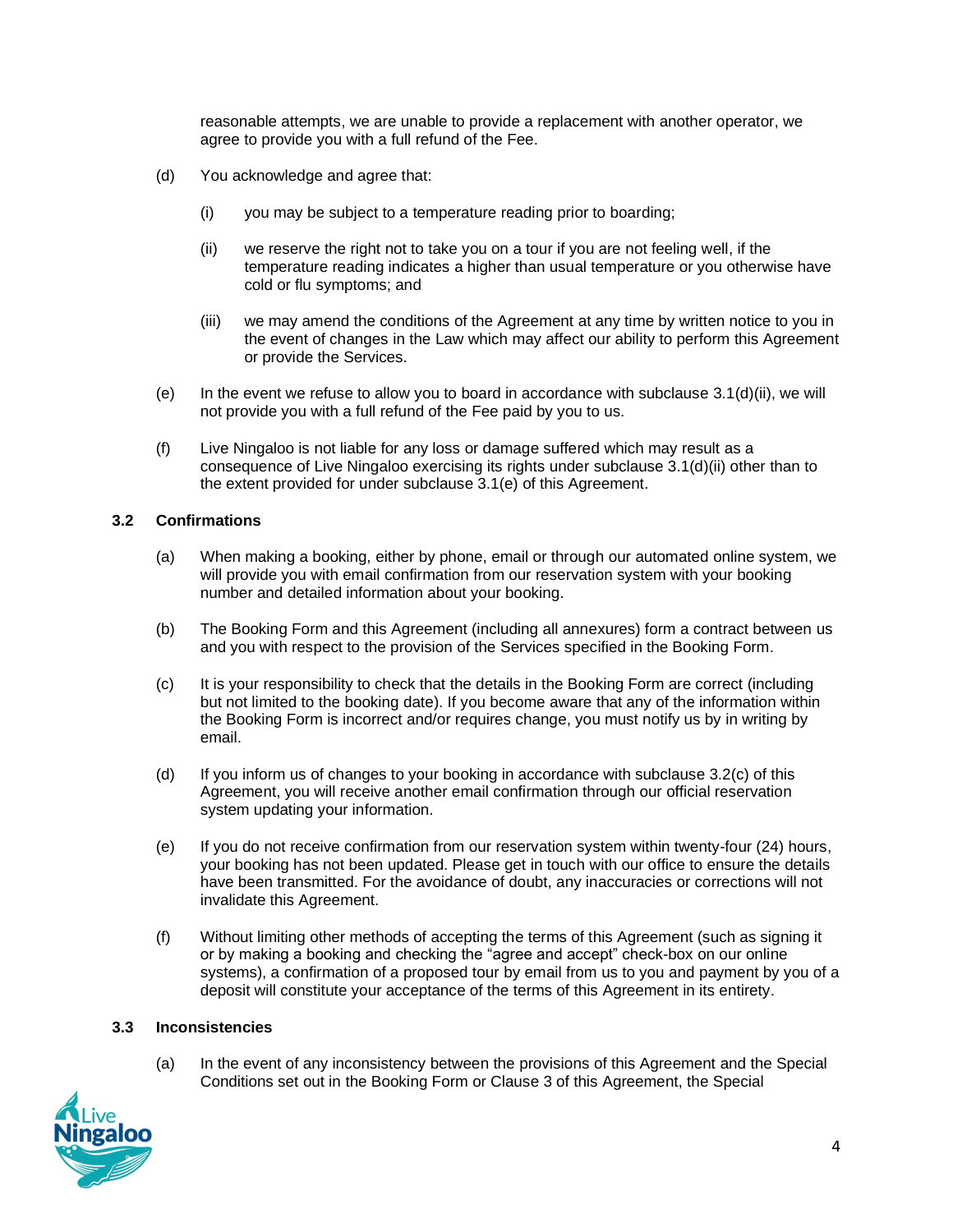reasonable attempts, we are unable to provide a replacement with another operator, we agree to provide you with a full refund of the Fee.

(d) You acknowledge and agree that:

(i) you may be subject to a temperature reading prior to boarding;

(ii) we reserve the right not to take you on a tour if you are not feeling well, if the temperature reading indicates a higher than usual temperature or you otherwise have cold or flu symptoms; and

(iii) we may amend the conditions of the Agreement at any time by written notice to you in the event of changes in the Law which may affect our ability to perform this Agreement or provide the Services.

(e) In the event we refuse to allow you to board in accordance with subclause 3.1(d)(ii), we will not provide you with a full refund of the Fee paid by you to us.

(f) Live Ningaloo is not liable for any loss or damage suffered which may result as a consequence of Live Ningaloo exercising its rights under subclause 3.1(d)(ii) other than to the extent provided for under subclause 3.1(e) of this Agreement.

### 3.2 Confirmations

(a) When making a booking, either by phone, email or through our automated online system, we will provide you with email confirmation from our reservation system with your booking number and detailed information about your booking.

(b) The Booking Form and this Agreement (including all annexures) form a contract between us and you with respect to the provision of the Services specified in the Booking Form.

(c) It is your responsibility to check that the details in the Booking Form are correct (including but not limited to the booking date). If you become aware that any of the information within the Booking Form is incorrect and/or requires change, you must notify us by in writing by email.

(d) If you inform us of changes to your booking in accordance with subclause 3.2(c) of this Agreement, you will receive another email confirmation through our official reservation system updating your information.

(e) If you do not receive confirmation from our reservation system within twenty-four (24) hours, your booking has not been updated. Please get in touch with our office to ensure the details have been transmitted. For the avoidance of doubt, any inaccuracies or corrections will not invalidate this Agreement.

(f) Without limiting other methods of accepting the terms of this Agreement (such as signing it or by making a booking and checking the "agree and accept" check-box on our online systems), a confirmation of a proposed tour by email from us to you and payment by you of a deposit will constitute your acceptance of the terms of this Agreement in its entirety.

### 3.3 Inconsistencies

(a) In the event of any inconsistency between the provisions of this Agreement and the Special Conditions set out in the Booking Form or Clause 3 of this Agreement, the Special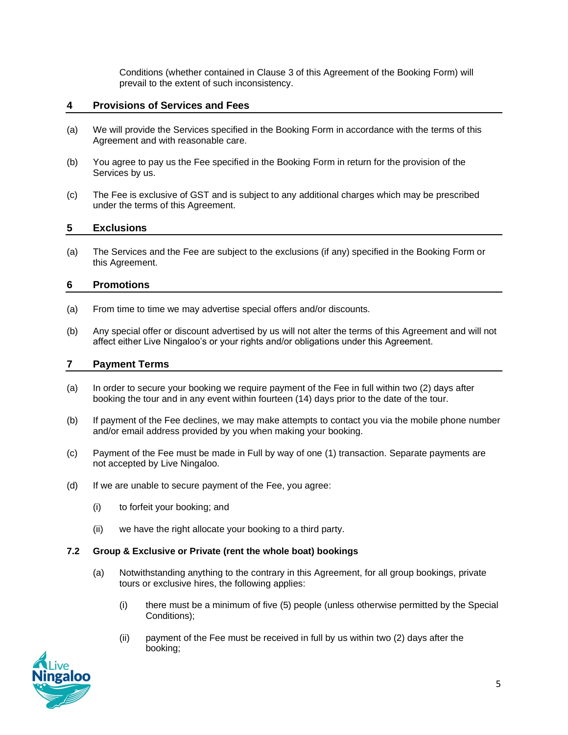Conditions (whether contained in Clause 3 of this Agreement of the Booking Form) will prevail to the extent of such inconsistency.

## 4 Provisions of Services and Fees

(a) We will provide the Services specified in the Booking Form in accordance with the terms of this Agreement and with reasonable care.

(b) You agree to pay us the Fee specified in the Booking Form in return for the provision of the Services by us.

(c) The Fee is exclusive of GST and is subject to any additional charges which may be prescribed under the terms of this Agreement.

## 5 Exclusions

(a) The Services and the Fee are subject to the exclusions (if any) specified in the Booking Form or this Agreement.

## 6 Promotions

(a) From time to time we may advertise special offers and/or discounts.

(b) Any special offer or discount advertised by us will not alter the terms of this Agreement and will not affect either Live Ningaloo's or your rights and/or obligations under this Agreement.

## 7 Payment Terms

(a) In order to secure your booking we require payment of the Fee in full within two (2) days after booking the tour and in any event within fourteen (14) days prior to the date of the tour.

(b) If payment of the Fee declines, we may make attempts to contact you via the mobile phone number and/or email address provided by you when making your booking.

(c) Payment of the Fee must be made in Full by way of one (1) transaction. Separate payments are not accepted by Live Ningaloo.

(d) If we are unable to secure payment of the Fee, you agree:

   (i) to forfeit your booking; and

   (ii) we have the right allocate your booking to a third party.

### 7.2 Group & Exclusive or Private (rent the whole boat) bookings

(a) Notwithstanding anything to the contrary in this Agreement, for all group bookings, private tours or exclusive hires, the following applies:

   (i) there must be a minimum of five (5) people (unless otherwise permitted by the Special Conditions);

   (ii) payment of the Fee must be received in full by us within two (2) days after the booking;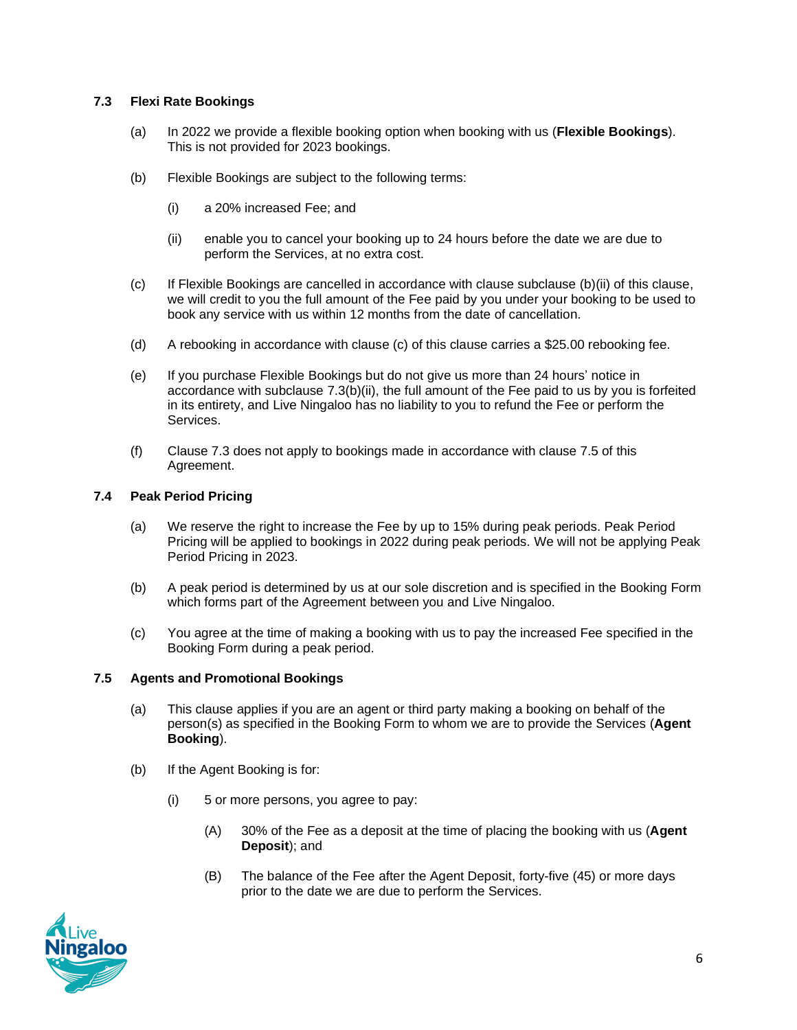### 7.3 Flexi Rate Bookings

(a) In 2022 we provide a flexible booking option when booking with us (**Flexible Bookings**). This is not provided for 2023 bookings.

(b) Flexible Bookings are subject to the following terms:

(i) a 20% increased Fee; and

(ii) enable you to cancel your booking up to 24 hours before the date we are due to perform the Services, at no extra cost.

(c) If Flexible Bookings are cancelled in accordance with clause subclause (b)(ii) of this clause, we will credit to you the full amount of the Fee paid by you under your booking to be used to book any service with us within 12 months from the date of cancellation.

(d) A rebooking in accordance with clause (c) of this clause carries a $25.00 rebooking fee.

(e) If you purchase Flexible Bookings but do not give us more than 24 hours' notice in accordance with subclause 7.3(b)(ii), the full amount of the Fee paid to us by you is forfeited in its entirety, and Live Ningaloo has no liability to you to refund the Fee or perform the Services.

(f) Clause 7.3 does not apply to bookings made in accordance with clause 7.5 of this Agreement.

### 7.4 Peak Period Pricing

(a) We reserve the right to increase the Fee by up to 15% during peak periods. Peak Period Pricing will be applied to bookings in 2022 during peak periods. We will not be applying Peak Period Pricing in 2023.

(b) A peak period is determined by us at our sole discretion and is specified in the Booking Form which forms part of the Agreement between you and Live Ningaloo.

(c) You agree at the time of making a booking with us to pay the increased Fee specified in the Booking Form during a peak period.

### 7.5 Agents and Promotional Bookings

(a) This clause applies if you are an agent or third party making a booking on behalf of the person(s) as specified in the Booking Form to whom we are to provide the Services (**Agent Booking**).

(b) If the Agent Booking is for:

(i) 5 or more persons, you agree to pay:

(A) 30% of the Fee as a deposit at the time of placing the booking with us (**Agent Deposit**); and

(B) The balance of the Fee after the Agent Deposit, forty-five (45) or more days prior to the date we are due to perform the Services.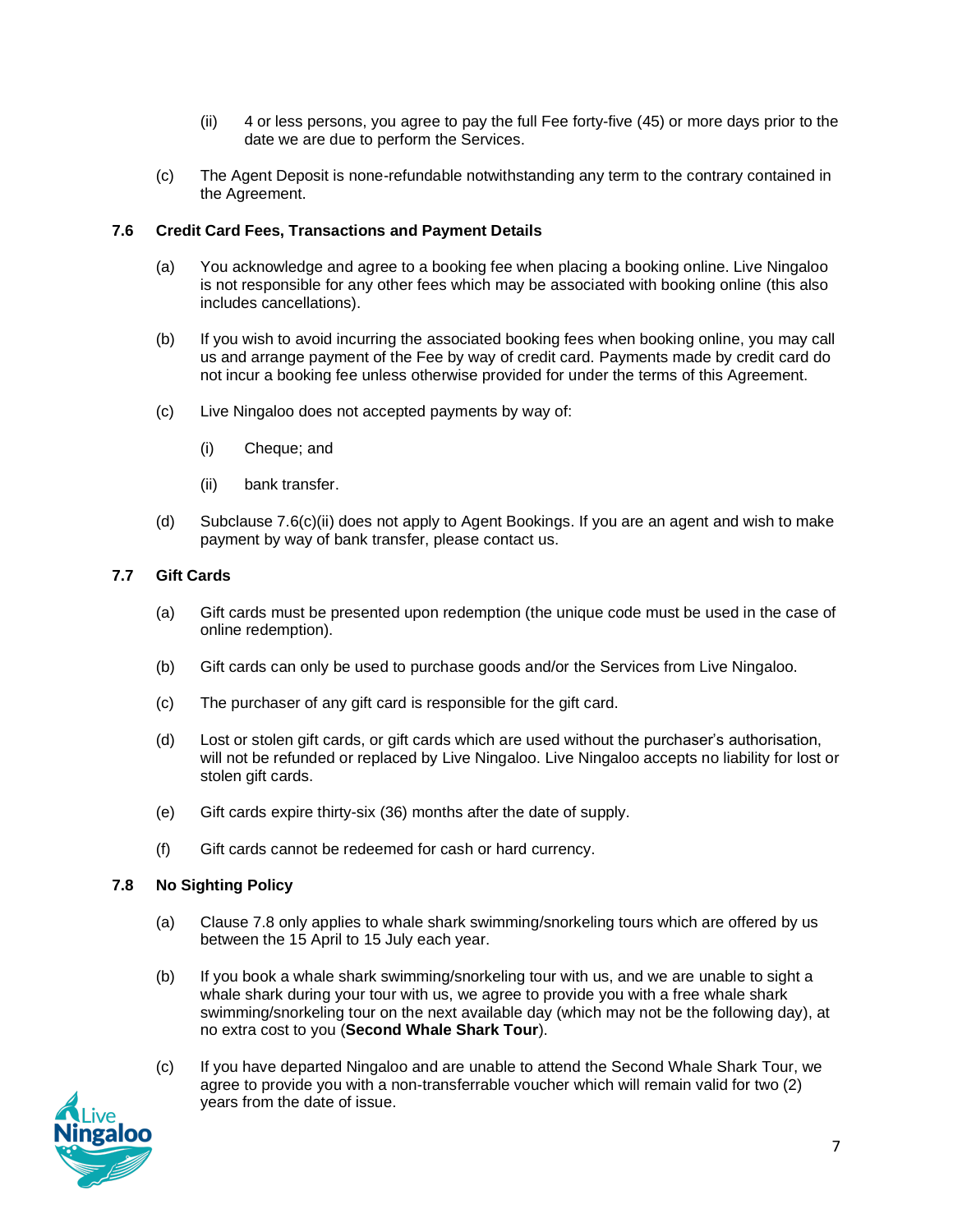(ii) 4 or less persons, you agree to pay the full Fee forty-five (45) or more days prior to the date we are due to perform the Services.

(c) The Agent Deposit is none-refundable notwithstanding any term to the contrary contained in the Agreement.

### 7.6 Credit Card Fees, Transactions and Payment Details

(a) You acknowledge and agree to a booking fee when placing a booking online. Live Ningaloo is not responsible for any other fees which may be associated with booking online (this also includes cancellations).

(b) If you wish to avoid incurring the associated booking fees when booking online, you may call us and arrange payment of the Fee by way of credit card. Payments made by credit card do not incur a booking fee unless otherwise provided for under the terms of this Agreement.

(c) Live Ningaloo does not accepted payments by way of:

(i) Cheque; and

(ii) bank transfer.

(d) Subclause 7.6(c)(ii) does not apply to Agent Bookings. If you are an agent and wish to make payment by way of bank transfer, please contact us.

### 7.7 Gift Cards

(a) Gift cards must be presented upon redemption (the unique code must be used in the case of online redemption).

(b) Gift cards can only be used to purchase goods and/or the Services from Live Ningaloo.

(c) The purchaser of any gift card is responsible for the gift card.

(d) Lost or stolen gift cards, or gift cards which are used without the purchaser's authorisation, will not be refunded or replaced by Live Ningaloo. Live Ningaloo accepts no liability for lost or stolen gift cards.

(e) Gift cards expire thirty-six (36) months after the date of supply.

(f) Gift cards cannot be redeemed for cash or hard currency.

### 7.8 No Sighting Policy

(a) Clause 7.8 only applies to whale shark swimming/snorkeling tours which are offered by us between the 15 April to 15 July each year.

(b) If you book a whale shark swimming/snorkeling tour with us, and we are unable to sight a whale shark during your tour with us, we agree to provide you with a free whale shark swimming/snorkeling tour on the next available day (which may not be the following day), at no extra cost to you (**Second Whale Shark Tour**).

(c) If you have departed Ningaloo and are unable to attend the Second Whale Shark Tour, we agree to provide you with a non-transferrable voucher which will remain valid for two (2) years from the date of issue.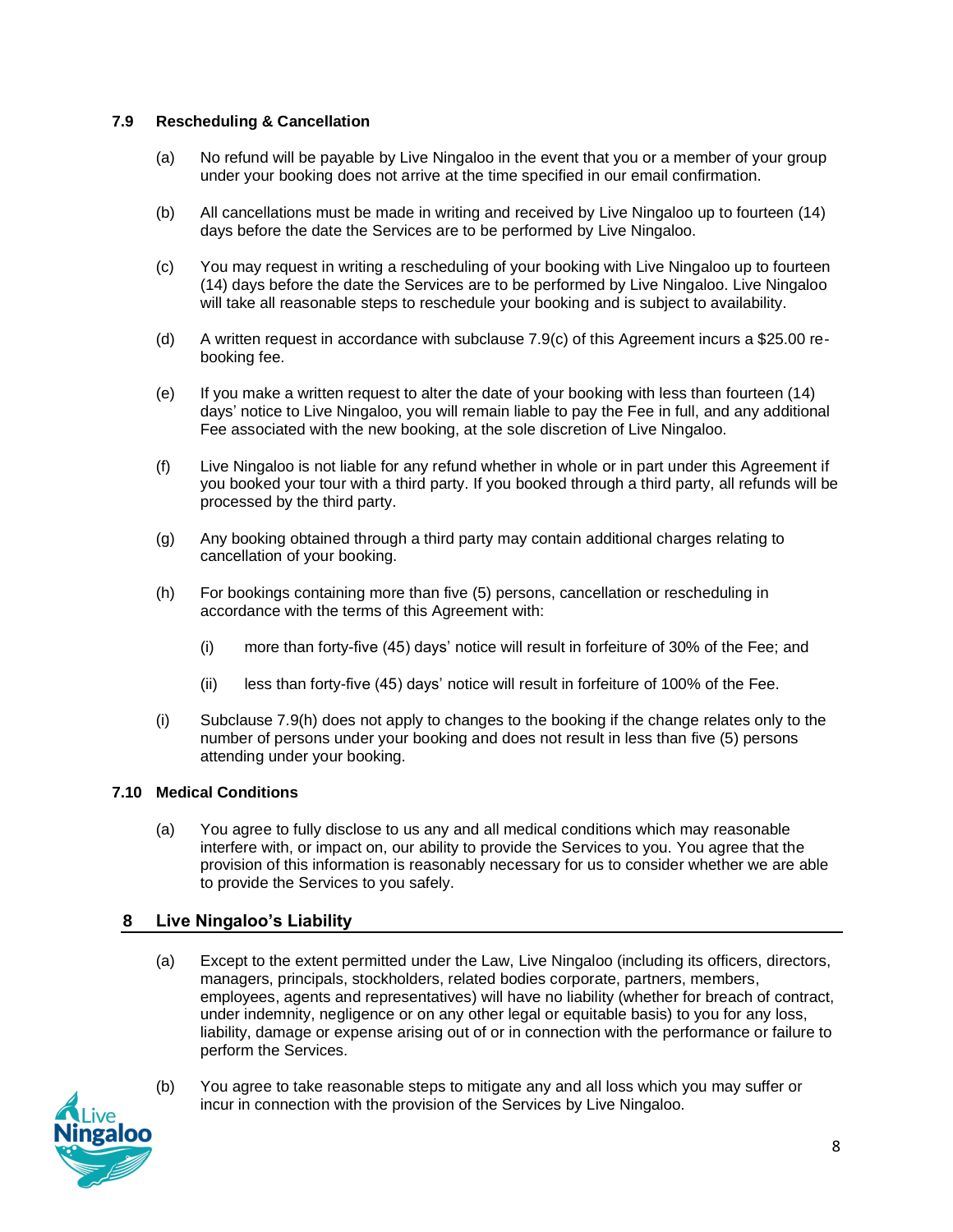### 7.9 Rescheduling & Cancellation

(a) No refund will be payable by Live Ningaloo in the event that you or a member of your group under your booking does not arrive at the time specified in our email confirmation.

(b) All cancellations must be made in writing and received by Live Ningaloo up to fourteen (14) days before the date the Services are to be performed by Live Ningaloo.

(c) You may request in writing a rescheduling of your booking with Live Ningaloo up to fourteen (14) days before the date the Services are to be performed by Live Ningaloo. Live Ningaloo will take all reasonable steps to reschedule your booking and is subject to availability.

(d) A written request in accordance with subclause 7.9(c) of this Agreement incurs a $25.00 re-booking fee.

(e) If you make a written request to alter the date of your booking with less than fourteen (14) days' notice to Live Ningaloo, you will remain liable to pay the Fee in full, and any additional Fee associated with the new booking, at the sole discretion of Live Ningaloo.

(f) Live Ningaloo is not liable for any refund whether in whole or in part under this Agreement if you booked your tour with a third party. If you booked through a third party, all refunds will be processed by the third party.

(g) Any booking obtained through a third party may contain additional charges relating to cancellation of your booking.

(h) For bookings containing more than five (5) persons, cancellation or rescheduling in accordance with the terms of this Agreement with:

  (i) more than forty-five (45) days' notice will result in forfeiture of 30% of the Fee; and

  (ii) less than forty-five (45) days' notice will result in forfeiture of 100% of the Fee.

(i) Subclause 7.9(h) does not apply to changes to the booking if the change relates only to the number of persons under your booking and does not result in less than five (5) persons attending under your booking.

### 7.10 Medical Conditions

(a) You agree to fully disclose to us any and all medical conditions which may reasonable interfere with, or impact on, our ability to provide the Services to you. You agree that the provision of this information is reasonably necessary for us to consider whether we are able to provide the Services to you safely.

## 8 Live Ningaloo's Liability

(a) Except to the extent permitted under the Law, Live Ningaloo (including its officers, directors, managers, principals, stockholders, related bodies corporate, partners, members, employees, agents and representatives) will have no liability (whether for breach of contract, under indemnity, negligence or on any other legal or equitable basis) to you for any loss, liability, damage or expense arising out of or in connection with the performance or failure to perform the Services.

(b) You agree to take reasonable steps to mitigate any and all loss which you may suffer or incur in connection with the provision of the Services by Live Ningaloo.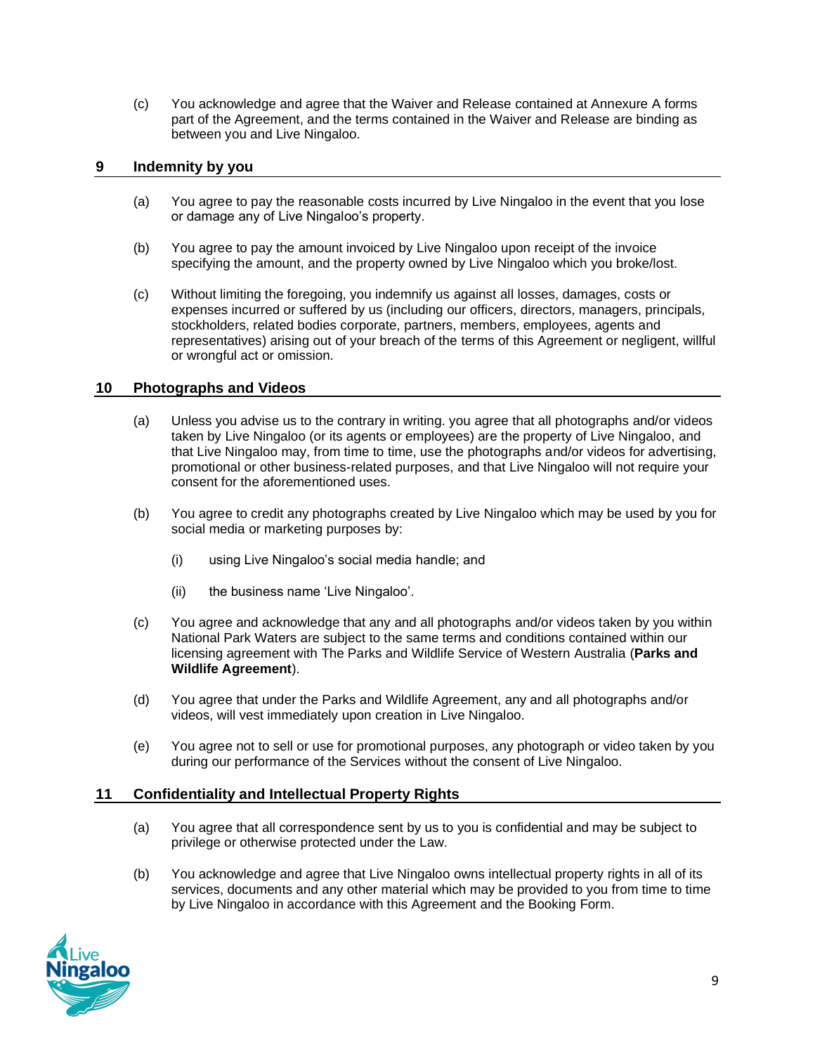(c) You acknowledge and agree that the Waiver and Release contained at Annexure A forms part of the Agreement, and the terms contained in the Waiver and Release are binding as between you and Live Ningaloo.

## 9 Indemnity by you

(a) You agree to pay the reasonable costs incurred by Live Ningaloo in the event that you lose or damage any of Live Ningaloo's property.

(b) You agree to pay the amount invoiced by Live Ningaloo upon receipt of the invoice specifying the amount, and the property owned by Live Ningaloo which you broke/lost.

(c) Without limiting the foregoing, you indemnify us against all losses, damages, costs or expenses incurred or suffered by us (including our officers, directors, managers, principals, stockholders, related bodies corporate, partners, members, employees, agents and representatives) arising out of your breach of the terms of this Agreement or negligent, willful or wrongful act or omission.

## 10 Photographs and Videos

(a) Unless you advise us to the contrary in writing. you agree that all photographs and/or videos taken by Live Ningaloo (or its agents or employees) are the property of Live Ningaloo, and that Live Ningaloo may, from time to time, use the photographs and/or videos for advertising, promotional or other business-related purposes, and that Live Ningaloo will not require your consent for the aforementioned uses.

(b) You agree to credit any photographs created by Live Ningaloo which may be used by you for social media or marketing purposes by:

  (i) using Live Ningaloo's social media handle; and

  (ii) the business name 'Live Ningaloo'.

(c) You agree and acknowledge that any and all photographs and/or videos taken by you within National Park Waters are subject to the same terms and conditions contained within our licensing agreement with The Parks and Wildlife Service of Western Australia (**Parks and Wildlife Agreement**).

(d) You agree that under the Parks and Wildlife Agreement, any and all photographs and/or videos, will vest immediately upon creation in Live Ningaloo.

(e) You agree not to sell or use for promotional purposes, any photograph or video taken by you during our performance of the Services without the consent of Live Ningaloo.

## 11 Confidentiality and Intellectual Property Rights

(a) You agree that all correspondence sent by us to you is confidential and may be subject to privilege or otherwise protected under the Law.

(b) You acknowledge and agree that Live Ningaloo owns intellectual property rights in all of its services, documents and any other material which may be provided to you from time to time by Live Ningaloo in accordance with this Agreement and the Booking Form.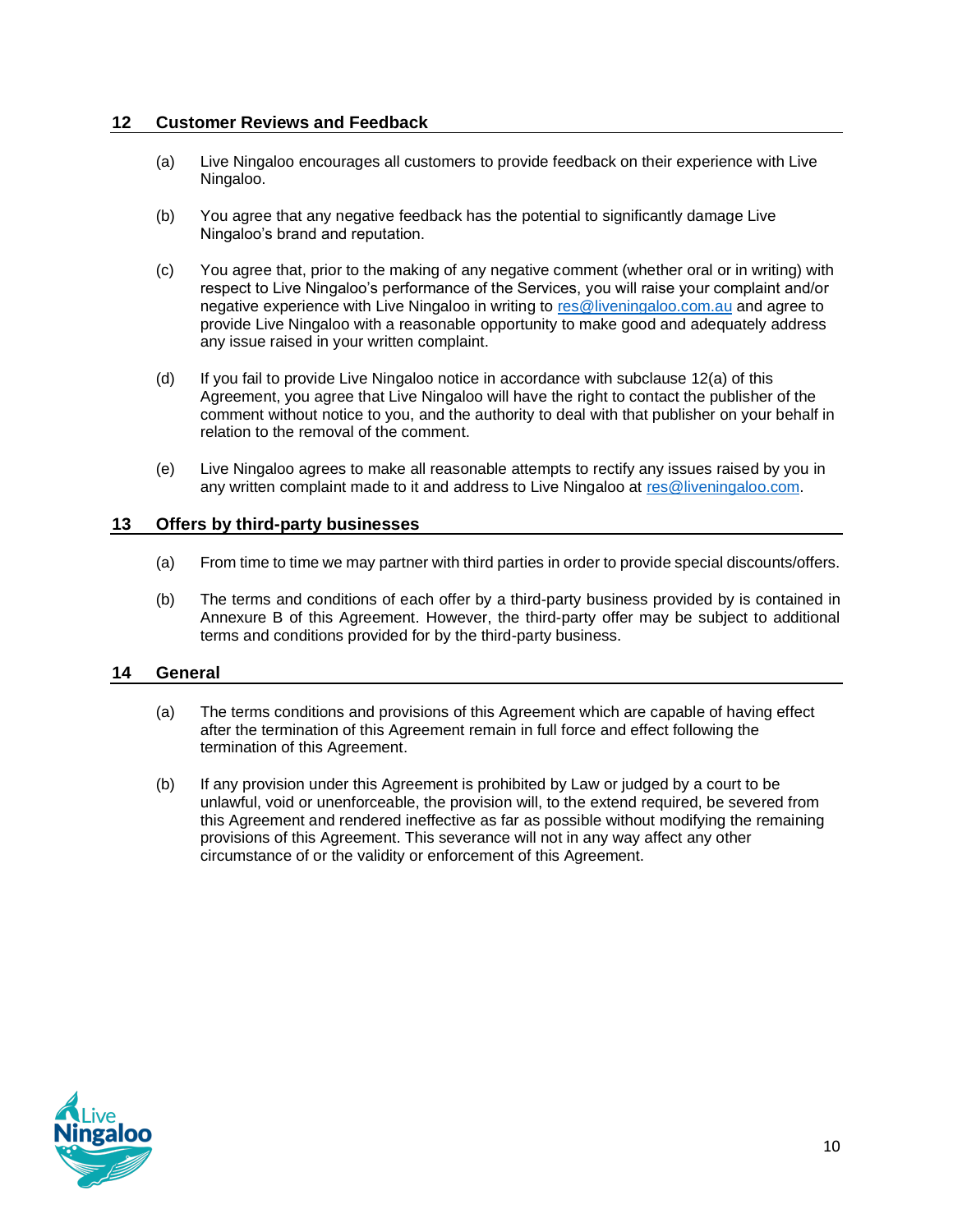## 12 Customer Reviews and Feedback

(a) Live Ningaloo encourages all customers to provide feedback on their experience with Live Ningaloo.

(b) You agree that any negative feedback has the potential to significantly damage Live Ningaloo's brand and reputation.

(c) You agree that, prior to the making of any negative comment (whether oral or in writing) with respect to Live Ningaloo's performance of the Services, you will raise your complaint and/or negative experience with Live Ningaloo in writing to res@liveningaloo.com.au and agree to provide Live Ningaloo with a reasonable opportunity to make good and adequately address any issue raised in your written complaint.

(d) If you fail to provide Live Ningaloo notice in accordance with subclause 12(a) of this Agreement, you agree that Live Ningaloo will have the right to contact the publisher of the comment without notice to you, and the authority to deal with that publisher on your behalf in relation to the removal of the comment.

(e) Live Ningaloo agrees to make all reasonable attempts to rectify any issues raised by you in any written complaint made to it and address to Live Ningaloo at res@liveningaloo.com.

## 13 Offers by third-party businesses

(a) From time to time we may partner with third parties in order to provide special discounts/offers.

(b) The terms and conditions of each offer by a third-party business provided by is contained in Annexure B of this Agreement. However, the third-party offer may be subject to additional terms and conditions provided for by the third-party business.

## 14 General

(a) The terms conditions and provisions of this Agreement which are capable of having effect after the termination of this Agreement remain in full force and effect following the termination of this Agreement.

(b) If any provision under this Agreement is prohibited by Law or judged by a court to be unlawful, void or unenforceable, the provision will, to the extend required, be severed from this Agreement and rendered ineffective as far as possible without modifying the remaining provisions of this Agreement. This severance will not in any way affect any other circumstance of or the validity or enforcement of this Agreement.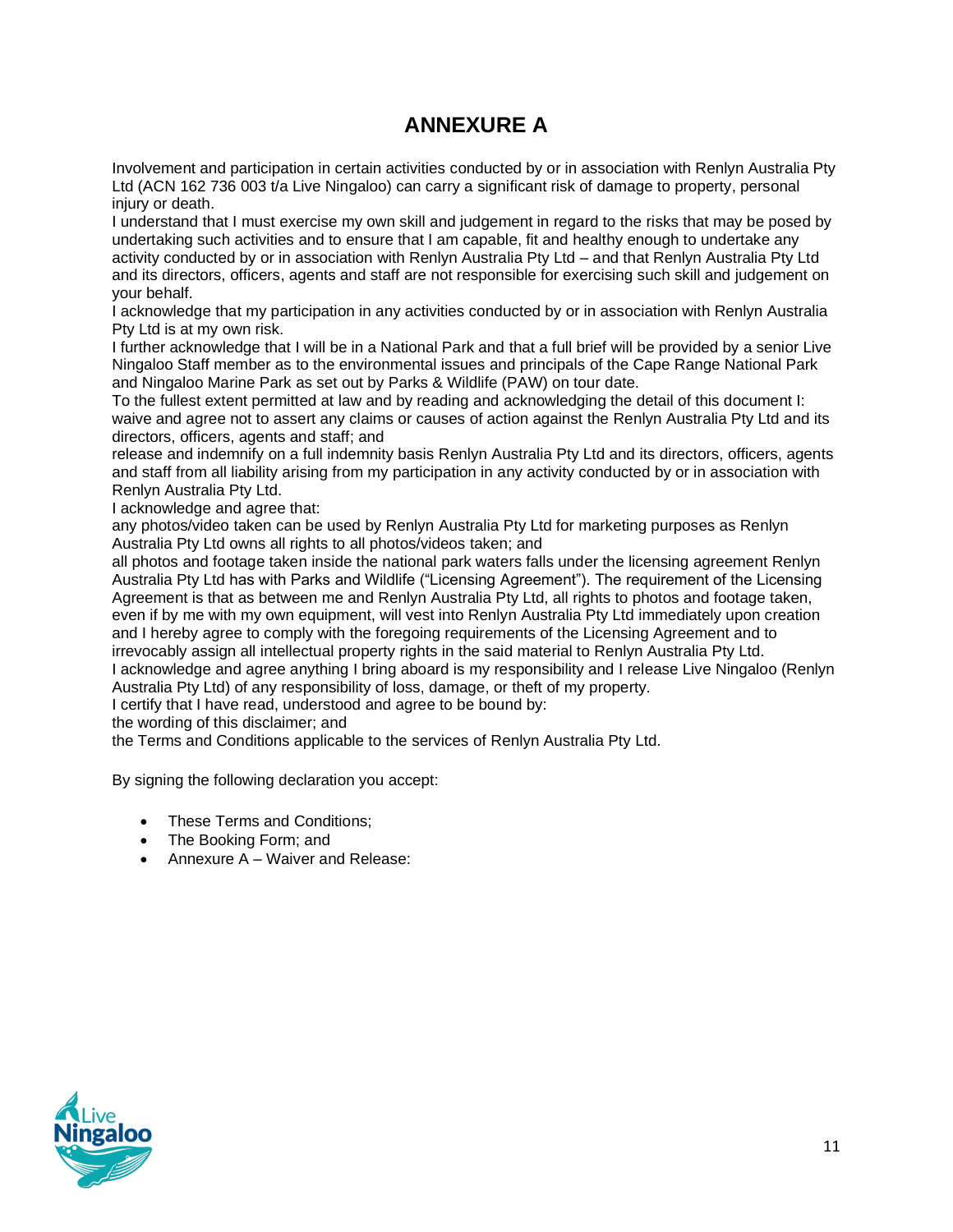# ANNEXURE A

Involvement and participation in certain activities conducted by or in association with Renlyn Australia Pty Ltd (ACN 162 736 003 t/a Live Ningaloo) can carry a significant risk of damage to property, personal injury or death.

I understand that I must exercise my own skill and judgement in regard to the risks that may be posed by undertaking such activities and to ensure that I am capable, fit and healthy enough to undertake any activity conducted by or in association with Renlyn Australia Pty Ltd – and that Renlyn Australia Pty Ltd and its directors, officers, agents and staff are not responsible for exercising such skill and judgement on your behalf.

I acknowledge that my participation in any activities conducted by or in association with Renlyn Australia Pty Ltd is at my own risk.

I further acknowledge that I will be in a National Park and that a full brief will be provided by a senior Live Ningaloo Staff member as to the environmental issues and principals of the Cape Range National Park and Ningaloo Marine Park as set out by Parks & Wildlife (PAW) on tour date.

To the fullest extent permitted at law and by reading and acknowledging the detail of this document I:

waive and agree not to assert any claims or causes of action against the Renlyn Australia Pty Ltd and its directors, officers, agents and staff; and

release and indemnify on a full indemnity basis Renlyn Australia Pty Ltd and its directors, officers, agents and staff from all liability arising from my participation in any activity conducted by or in association with Renlyn Australia Pty Ltd.

I acknowledge and agree that:

any photos/video taken can be used by Renlyn Australia Pty Ltd for marketing purposes as Renlyn Australia Pty Ltd owns all rights to all photos/videos taken; and

all photos and footage taken inside the national park waters falls under the licensing agreement Renlyn Australia Pty Ltd has with Parks and Wildlife ("Licensing Agreement"). The requirement of the Licensing Agreement is that as between me and Renlyn Australia Pty Ltd, all rights to photos and footage taken, even if by me with my own equipment, will vest into Renlyn Australia Pty Ltd immediately upon creation and I hereby agree to comply with the foregoing requirements of the Licensing Agreement and to irrevocably assign all intellectual property rights in the said material to Renlyn Australia Pty Ltd.

I acknowledge and agree anything I bring aboard is my responsibility and I release Live Ningaloo (Renlyn Australia Pty Ltd) of any responsibility of loss, damage, or theft of my property.

I certify that I have read, understood and agree to be bound by:

the wording of this disclaimer; and

the Terms and Conditions applicable to the services of Renlyn Australia Pty Ltd.

By signing the following declaration you accept:

- These Terms and Conditions;
- The Booking Form; and
- Annexure A – Waiver and Release: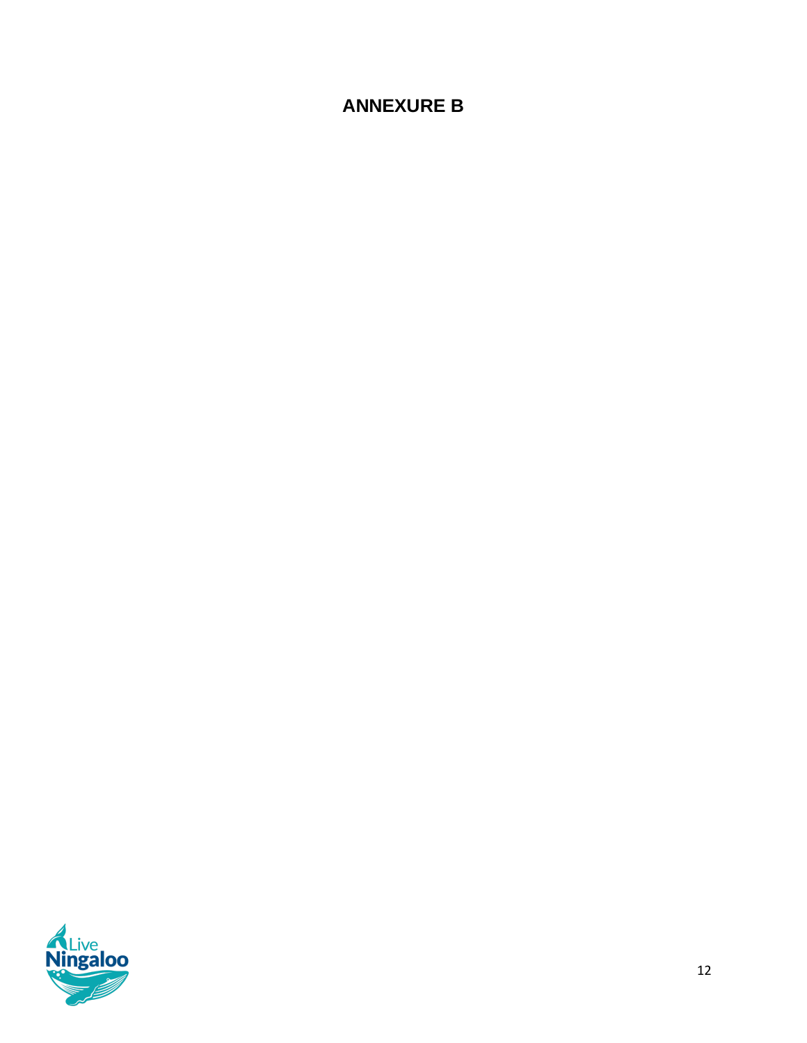# ANNEXURE B